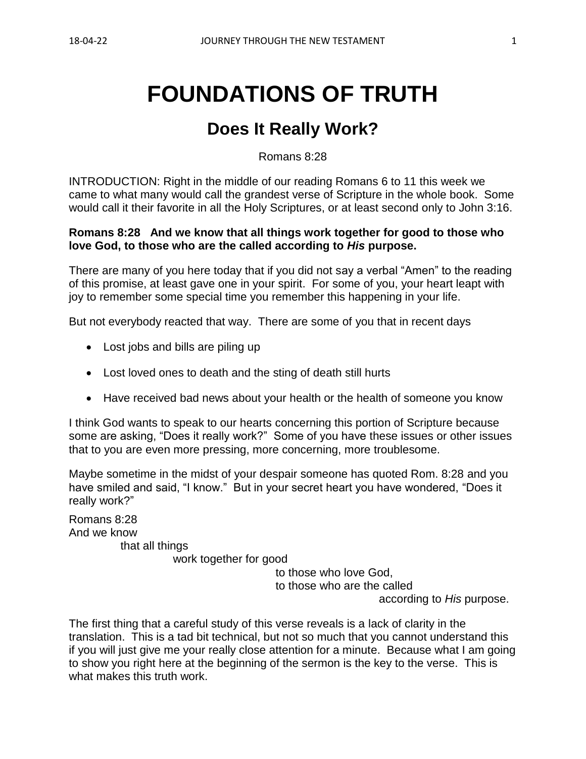# FOUNDATIONS OF TRUTH

## Does It Really Work?

Romans 8:28

INTRODUCTION: Right in the middle of our reading Romans 6 to 11 this week we came to what many would call the grandest verse of Scripture in the whole book. Some would call it their favorite in all the Holy Scriptures, or at least second only to John 3:16.

**Romans 8:28 And we know that all things work together for good to those who love God, to those who are the called according to *His* purpose.**

There are many of you here today that if you did not say a verbal "Amen" to the reading of this promise, at least gave one in your spirit. For some of you, your heart leapt with joy to remember some special time you remember this happening in your life.

But not everybody reacted that way. There are some of you that in recent days

- Lost jobs and bills are piling up
- Lost loved ones to death and the sting of death still hurts
- Have received bad news about your health or the health of someone you know

I think God wants to speak to our hearts concerning this portion of Scripture because some are asking, "Does it really work?" Some of you have these issues or other issues that to you are even more pressing, more concerning, more troublesome.

Maybe sometime in the midst of your despair someone has quoted Rom. 8:28 and you have smiled and said, "I know." But in your secret heart you have wondered, "Does it really work?"

Romans 8:28
And we know
    that all things
        work together for good
            to those who love God,
            to those who are the called
                according to *His* purpose.

The first thing that a careful study of this verse reveals is a lack of clarity in the translation. This is a tad bit technical, but not so much that you cannot understand this if you will just give me your really close attention for a minute. Because what I am going to show you right here at the beginning of the sermon is the key to the verse. This is what makes this truth work.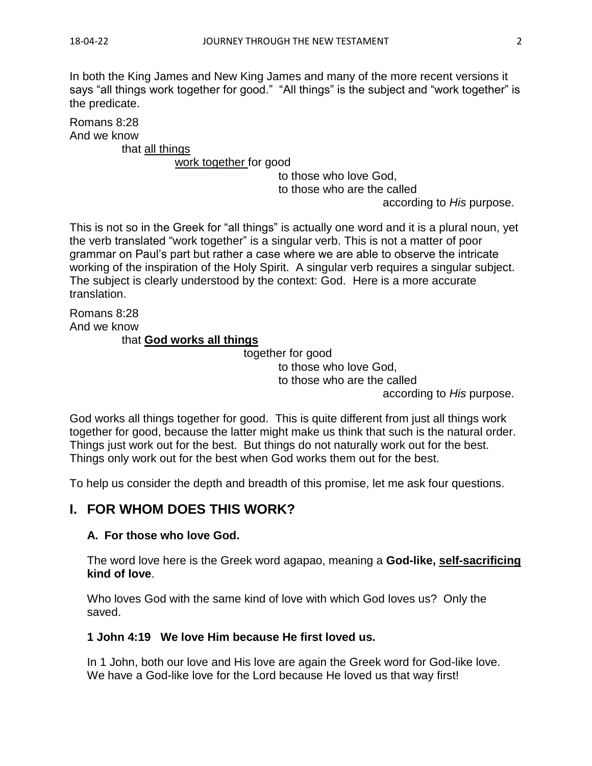In both the King James and New King James and many of the more recent versions it says "all things work together for good." "All things" is the subject and "work together" is the predicate.

Romans 8:28
And we know
    that <u>all things</u>
        <u>work together</u> for good
            to those who love God,
            to those who are the called
                according to *His* purpose.

This is not so in the Greek for "all things" is actually one word and it is a plural noun, yet the verb translated "work together" is a singular verb. This is not a matter of poor grammar on Paul's part but rather a case where we are able to observe the intricate working of the inspiration of the Holy Spirit. A singular verb requires a singular subject. The subject is clearly understood by the context: God. Here is a more accurate translation.

Romans 8:28
And we know
    that **<u>God works all things</u>**
        together for good
            to those who love God,
            to those who are the called
                according to *His* purpose.

God works all things together for good. This is quite different from just all things work together for good, because the latter might make us think that such is the natural order. Things just work out for the best. But things do not naturally work out for the best. Things only work out for the best when God works them out for the best.

To help us consider the depth and breadth of this promise, let me ask four questions.

## I. FOR WHOM DOES THIS WORK?

### A. For those who love God.

The word love here is the Greek word agapao, meaning a **God-like, <u>self-sacrificing</u> kind of love**.

Who loves God with the same kind of love with which God loves us? Only the saved.

**1 John 4:19 We love Him because He first loved us.**

In 1 John, both our love and His love are again the Greek word for God-like love. We have a God-like love for the Lord because He loved us that way first!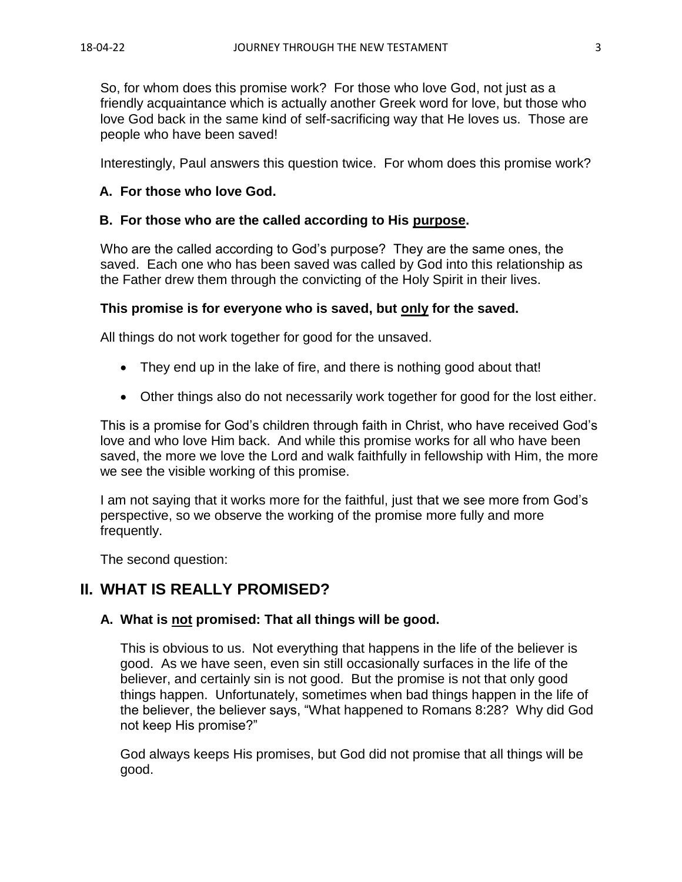So, for whom does this promise work? For those who love God, not just as a friendly acquaintance which is actually another Greek word for love, but those who love God back in the same kind of self-sacrificing way that He loves us. Those are people who have been saved!

Interestingly, Paul answers this question twice. For whom does this promise work?

**A. For those who love God.**

**B. For those who are the called according to His <u>purpose</u>.**

Who are the called according to God's purpose? They are the same ones, the saved. Each one who has been saved was called by God into this relationship as the Father drew them through the convicting of the Holy Spirit in their lives.

**This promise is for everyone who is saved, but <u>only</u> for the saved.**

All things do not work together for good for the unsaved.

- They end up in the lake of fire, and there is nothing good about that!
- Other things also do not necessarily work together for good for the lost either.

This is a promise for God's children through faith in Christ, who have received God's love and who love Him back. And while this promise works for all who have been saved, the more we love the Lord and walk faithfully in fellowship with Him, the more we see the visible working of this promise.

I am not saying that it works more for the faithful, just that we see more from God's perspective, so we observe the working of the promise more fully and more frequently.

The second question:

## II. WHAT IS REALLY PROMISED?

### A. What is <u>not</u> promised: That all things will be good.

This is obvious to us. Not everything that happens in the life of the believer is good. As we have seen, even sin still occasionally surfaces in the life of the believer, and certainly sin is not good. But the promise is not that only good things happen. Unfortunately, sometimes when bad things happen in the life of the believer, the believer says, "What happened to Romans 8:28? Why did God not keep His promise?"

God always keeps His promises, but God did not promise that all things will be good.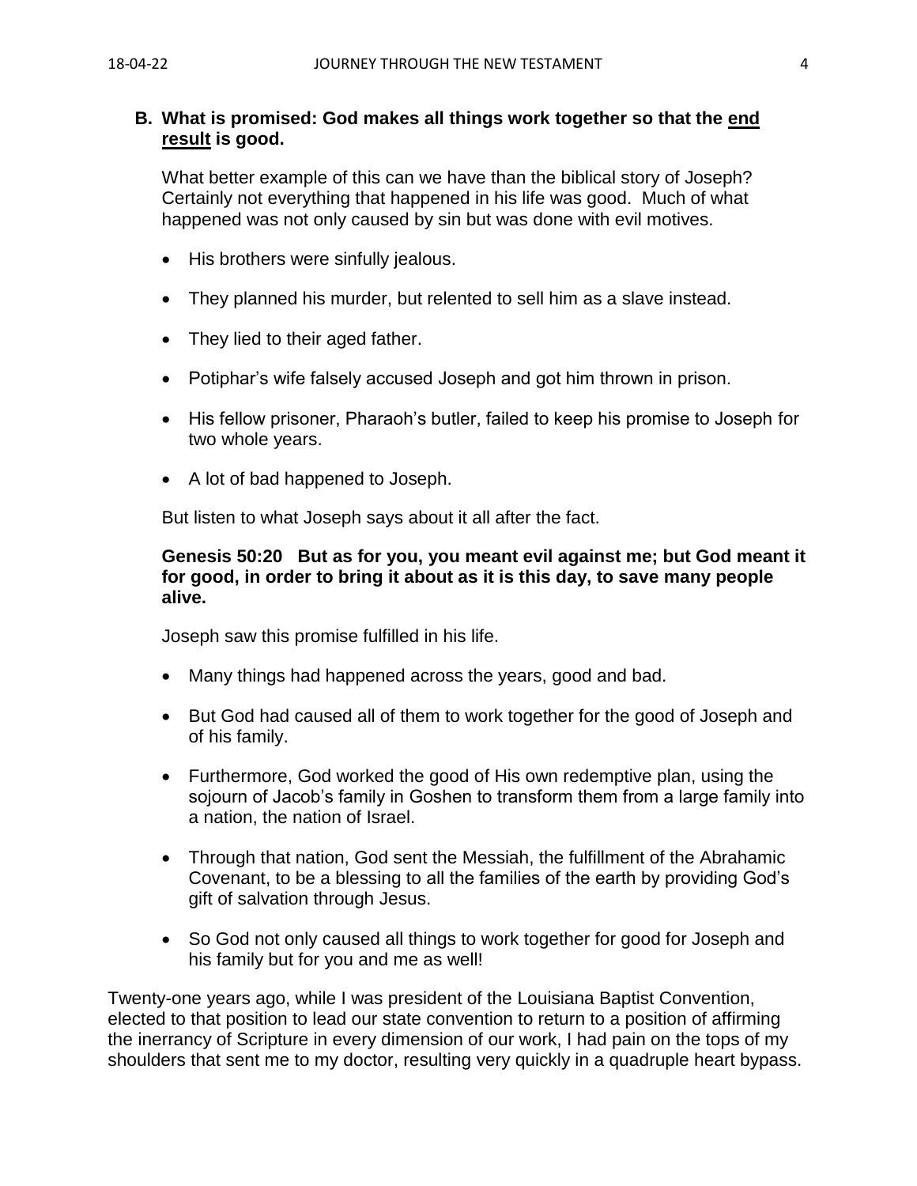**B. What is promised: God makes all things work together so that the <u>end result</u> is good.**

What better example of this can we have than the biblical story of Joseph? Certainly not everything that happened in his life was good. Much of what happened was not only caused by sin but was done with evil motives.

- His brothers were sinfully jealous.
- They planned his murder, but relented to sell him as a slave instead.
- They lied to their aged father.
- Potiphar's wife falsely accused Joseph and got him thrown in prison.
- His fellow prisoner, Pharaoh's butler, failed to keep his promise to Joseph for two whole years.
- A lot of bad happened to Joseph.

But listen to what Joseph says about it all after the fact.

**Genesis 50:20 But as for you, you meant evil against me; but God meant it for good, in order to bring it about as it is this day, to save many people alive.**

Joseph saw this promise fulfilled in his life.

- Many things had happened across the years, good and bad.
- But God had caused all of them to work together for the good of Joseph and of his family.
- Furthermore, God worked the good of His own redemptive plan, using the sojourn of Jacob's family in Goshen to transform them from a large family into a nation, the nation of Israel.
- Through that nation, God sent the Messiah, the fulfillment of the Abrahamic Covenant, to be a blessing to all the families of the earth by providing God's gift of salvation through Jesus.
- So God not only caused all things to work together for good for Joseph and his family but for you and me as well!

Twenty-one years ago, while I was president of the Louisiana Baptist Convention, elected to that position to lead our state convention to return to a position of affirming the inerrancy of Scripture in every dimension of our work, I had pain on the tops of my shoulders that sent me to my doctor, resulting very quickly in a quadruple heart bypass.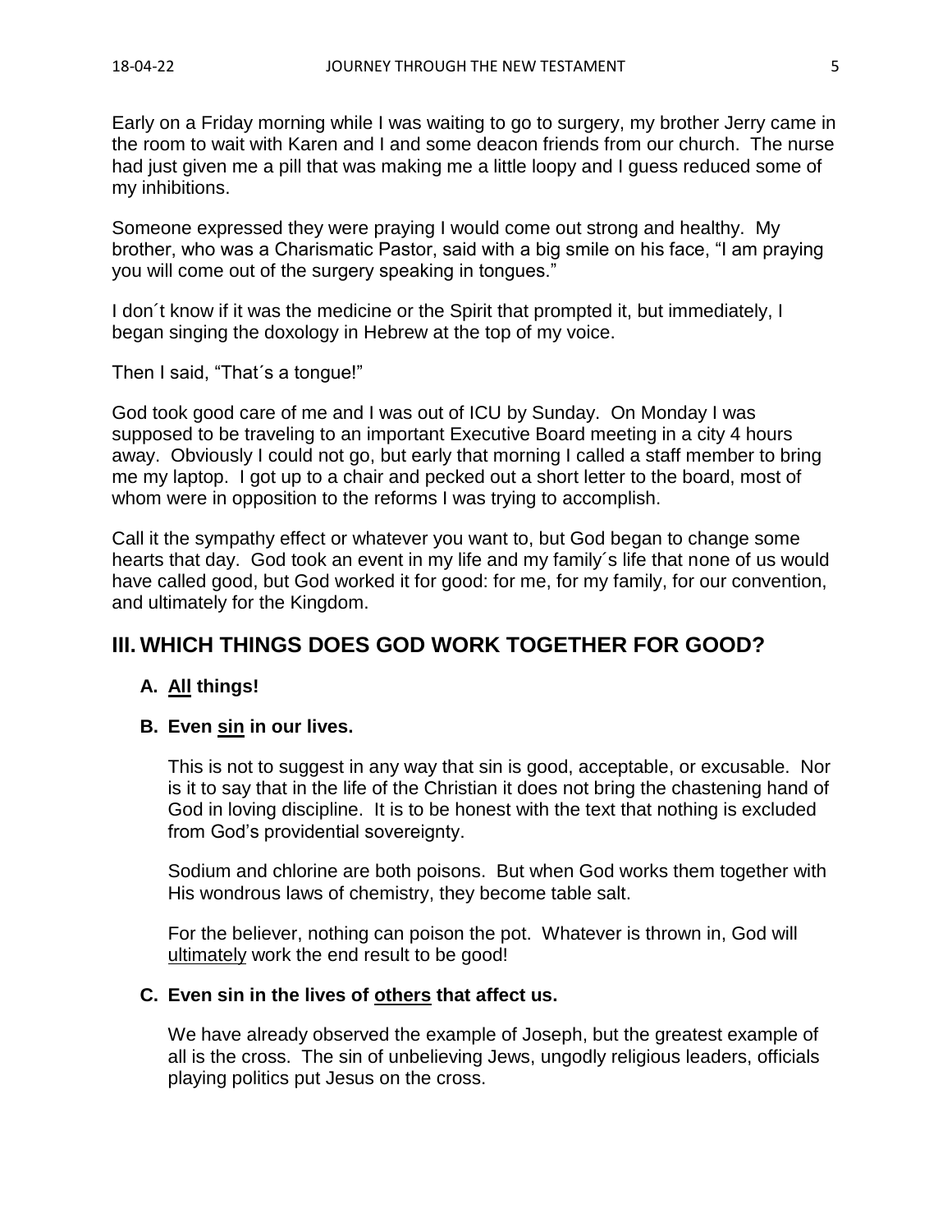Early on a Friday morning while I was waiting to go to surgery, my brother Jerry came in the room to wait with Karen and I and some deacon friends from our church. The nurse had just given me a pill that was making me a little loopy and I guess reduced some of my inhibitions.

Someone expressed they were praying I would come out strong and healthy. My brother, who was a Charismatic Pastor, said with a big smile on his face, "I am praying you will come out of the surgery speaking in tongues."

I don´t know if it was the medicine or the Spirit that prompted it, but immediately, I began singing the doxology in Hebrew at the top of my voice.

Then I said, "That´s a tongue!"

God took good care of me and I was out of ICU by Sunday. On Monday I was supposed to be traveling to an important Executive Board meeting in a city 4 hours away. Obviously I could not go, but early that morning I called a staff member to bring me my laptop. I got up to a chair and pecked out a short letter to the board, most of whom were in opposition to the reforms I was trying to accomplish.

Call it the sympathy effect or whatever you want to, but God began to change some hearts that day. God took an event in my life and my family´s life that none of us would have called good, but God worked it for good: for me, for my family, for our convention, and ultimately for the Kingdom.

## III. WHICH THINGS DOES GOD WORK TOGETHER FOR GOOD?

### A. <u>All</u> things!

### B. Even <u>sin</u> in our lives.

This is not to suggest in any way that sin is good, acceptable, or excusable. Nor is it to say that in the life of the Christian it does not bring the chastening hand of God in loving discipline. It is to be honest with the text that nothing is excluded from God's providential sovereignty.

Sodium and chlorine are both poisons. But when God works them together with His wondrous laws of chemistry, they become table salt.

For the believer, nothing can poison the pot. Whatever is thrown in, God will <u>ultimately</u> work the end result to be good!

### C. Even sin in the lives of <u>others</u> that affect us.

We have already observed the example of Joseph, but the greatest example of all is the cross. The sin of unbelieving Jews, ungodly religious leaders, officials playing politics put Jesus on the cross.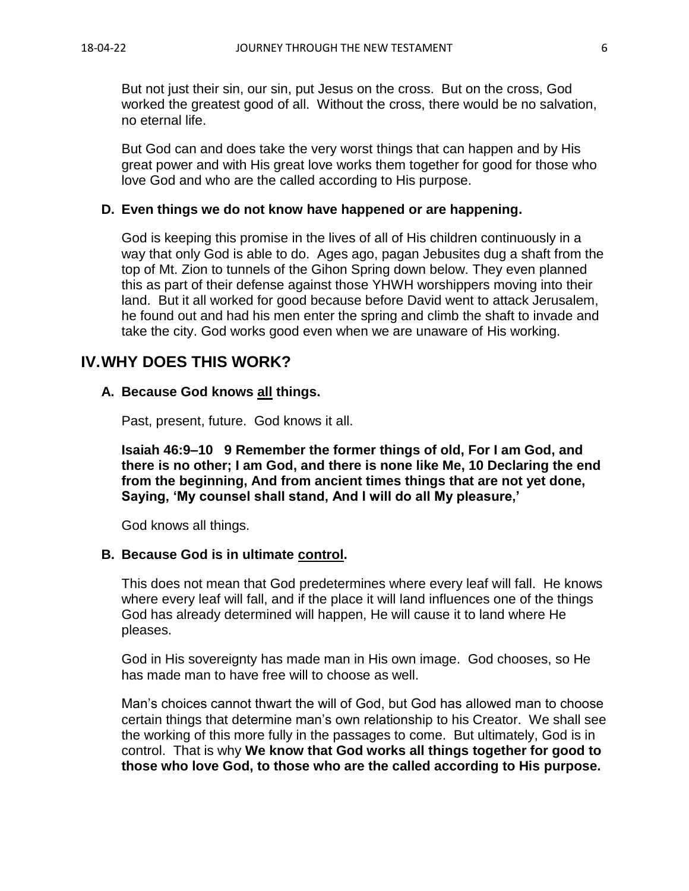But not just their sin, our sin, put Jesus on the cross. But on the cross, God worked the greatest good of all. Without the cross, there would be no salvation, no eternal life.

But God can and does take the very worst things that can happen and by His great power and with His great love works them together for good for those who love God and who are the called according to His purpose.

### D. Even things we do not know have happened or are happening.

God is keeping this promise in the lives of all of His children continuously in a way that only God is able to do. Ages ago, pagan Jebusites dug a shaft from the top of Mt. Zion to tunnels of the Gihon Spring down below. They even planned this as part of their defense against those YHWH worshippers moving into their land. But it all worked for good because before David went to attack Jerusalem, he found out and had his men enter the spring and climb the shaft to invade and take the city. God works good even when we are unaware of His working.

## IV. WHY DOES THIS WORK?

### A. Because God knows <u>all</u> things.

Past, present, future. God knows it all.

**Isaiah 46:9–10 9 Remember the former things of old, For I am God, and there is no other; I am God, and there is none like Me, 10 Declaring the end from the beginning, And from ancient times things that are not yet done, Saying, 'My counsel shall stand, And I will do all My pleasure,'**

God knows all things.

### B. Because God is in ultimate <u>control</u>.

This does not mean that God predetermines where every leaf will fall. He knows where every leaf will fall, and if the place it will land influences one of the things God has already determined will happen, He will cause it to land where He pleases.

God in His sovereignty has made man in His own image. God chooses, so He has made man to have free will to choose as well.

Man's choices cannot thwart the will of God, but God has allowed man to choose certain things that determine man's own relationship to his Creator. We shall see the working of this more fully in the passages to come. But ultimately, God is in control. That is why **We know that God works all things together for good to those who love God, to those who are the called according to His purpose.**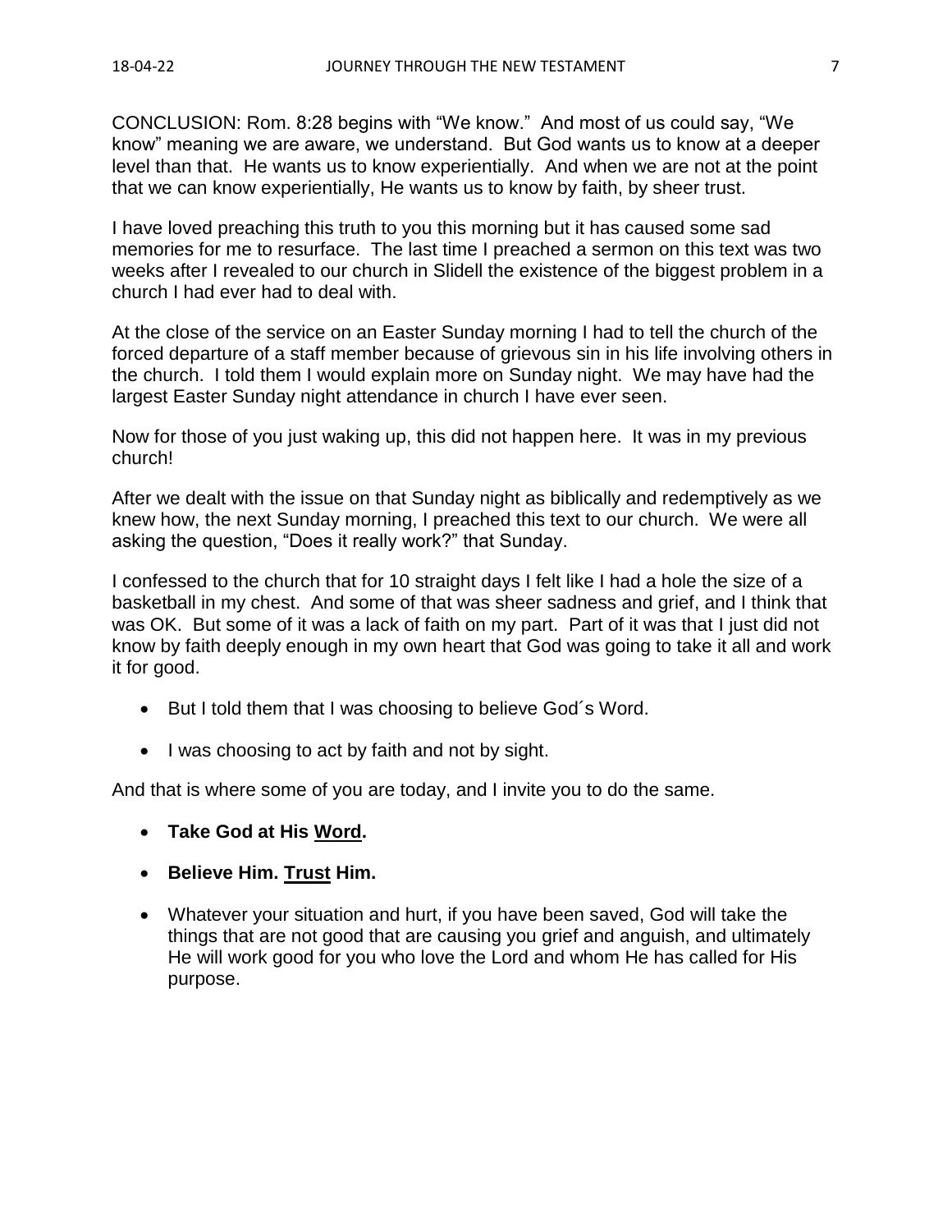CONCLUSION: Rom. 8:28 begins with "We know." And most of us could say, "We know" meaning we are aware, we understand. But God wants us to know at a deeper level than that. He wants us to know experientially. And when we are not at the point that we can know experientially, He wants us to know by faith, by sheer trust.

I have loved preaching this truth to you this morning but it has caused some sad memories for me to resurface. The last time I preached a sermon on this text was two weeks after I revealed to our church in Slidell the existence of the biggest problem in a church I had ever had to deal with.

At the close of the service on an Easter Sunday morning I had to tell the church of the forced departure of a staff member because of grievous sin in his life involving others in the church. I told them I would explain more on Sunday night. We may have had the largest Easter Sunday night attendance in church I have ever seen.

Now for those of you just waking up, this did not happen here. It was in my previous church!

After we dealt with the issue on that Sunday night as biblically and redemptively as we knew how, the next Sunday morning, I preached this text to our church. We were all asking the question, "Does it really work?" that Sunday.

I confessed to the church that for 10 straight days I felt like I had a hole the size of a basketball in my chest. And some of that was sheer sadness and grief, and I think that was OK. But some of it was a lack of faith on my part. Part of it was that I just did not know by faith deeply enough in my own heart that God was going to take it all and work it for good.

- But I told them that I was choosing to believe God´s Word.
- I was choosing to act by faith and not by sight.

And that is where some of you are today, and I invite you to do the same.

- **Take God at His <u>Word</u>.**
- **Believe Him. <u>Trust</u> Him.**
- Whatever your situation and hurt, if you have been saved, God will take the things that are not good that are causing you grief and anguish, and ultimately He will work good for you who love the Lord and whom He has called for His purpose.